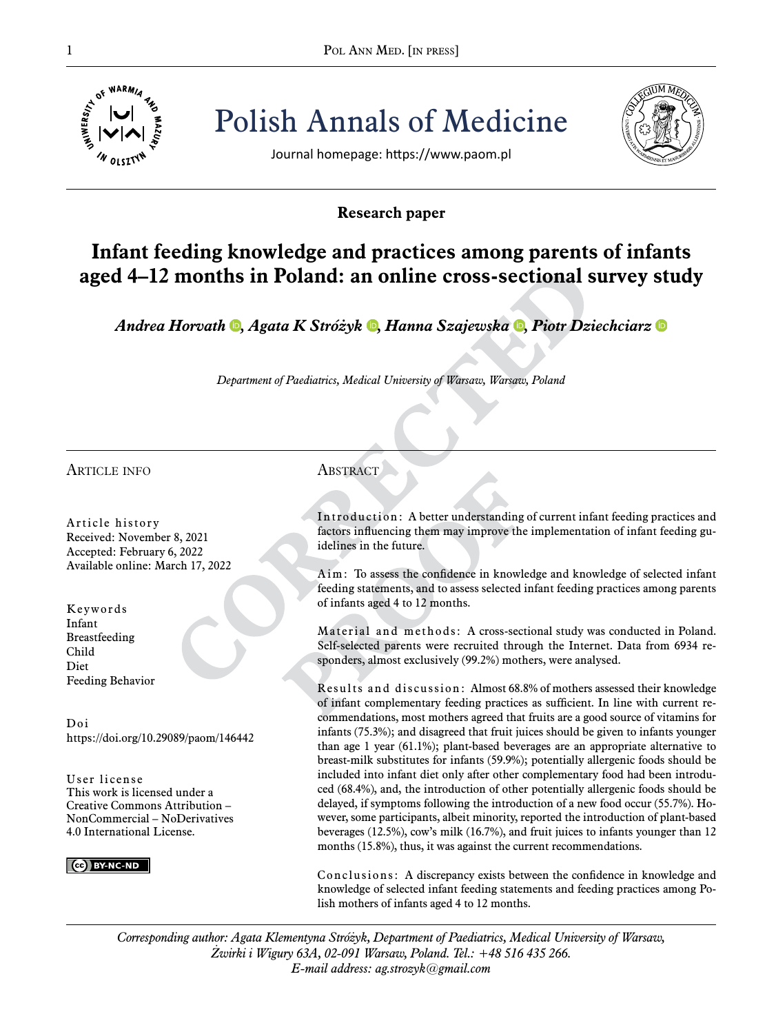Polish Annals of Medicine

Journal homepage: https://www.paom.pl

**Research paper**

# Infant feeding knowledge and practices among parents of infants aged 4–12 months in Poland: an online cross-sectional survey study

***Andrea Horvath, Agata K Stróżyk, Hanna Szajewska, Piotr Dziechciarz***

*Department of Paediatrics, Medical University of Warsaw, Warsaw, Poland*

## Article info

**Article history**
Received: November 8, 2021
Accepted: February 6, 2022
Available online: March 17, 2022

**Keywords**
Infant
Breastfeeding
Child
Diet
Feeding Behavior

**Doi**
https://doi.org/10.29089/paom/146442

**User license**
This work is licensed under a Creative Commons Attribution – NonCommercial – NoDerivatives 4.0 International License.

## Abstract

**Introduction:** A better understanding of current infant feeding practices and factors influencing them may improve the implementation of infant feeding guidelines in the future.

**Aim:** To assess the confidence in knowledge and knowledge of selected infant feeding statements, and to assess selected infant feeding practices among parents of infants aged 4 to 12 months.

**Material and methods:** A cross-sectional study was conducted in Poland. Self-selected parents were recruited through the Internet. Data from 6934 responders, almost exclusively (99.2%) mothers, were analysed.

**Results and discussion:** Almost 68.8% of mothers assessed their knowledge of infant complementary feeding practices as sufficient. In line with current recommendations, most mothers agreed that fruits are a good source of vitamins for infants (75.3%); and disagreed that fruit juices should be given to infants younger than age 1 year (61.1%); plant-based beverages are an appropriate alternative to breast-milk substitutes for infants (59.9%); potentially allergenic foods should be included into infant diet only after other complementary food had been introduced (68.4%), and, the introduction of other potentially allergenic foods should be delayed, if symptoms following the introduction of a new food occur (55.7%). However, some participants, albeit minority, reported the introduction of plant-based beverages (12.5%), cow's milk (16.7%), and fruit juices to infants younger than 12 months (15.8%), thus, it was against the current recommendations.

**Conclusions:** A discrepancy exists between the confidence in knowledge and knowledge of selected infant feeding statements and feeding practices among Polish mothers of infants aged 4 to 12 months.

*Corresponding author: Agata Klementyna Stróżyk, Department of Paediatrics, Medical University of Warsaw, Żwirki i Wigury 63A, 02-091 Warsaw, Poland. Tel.: +48 516 435 266. E-mail address: ag.strozyk@gmail.com*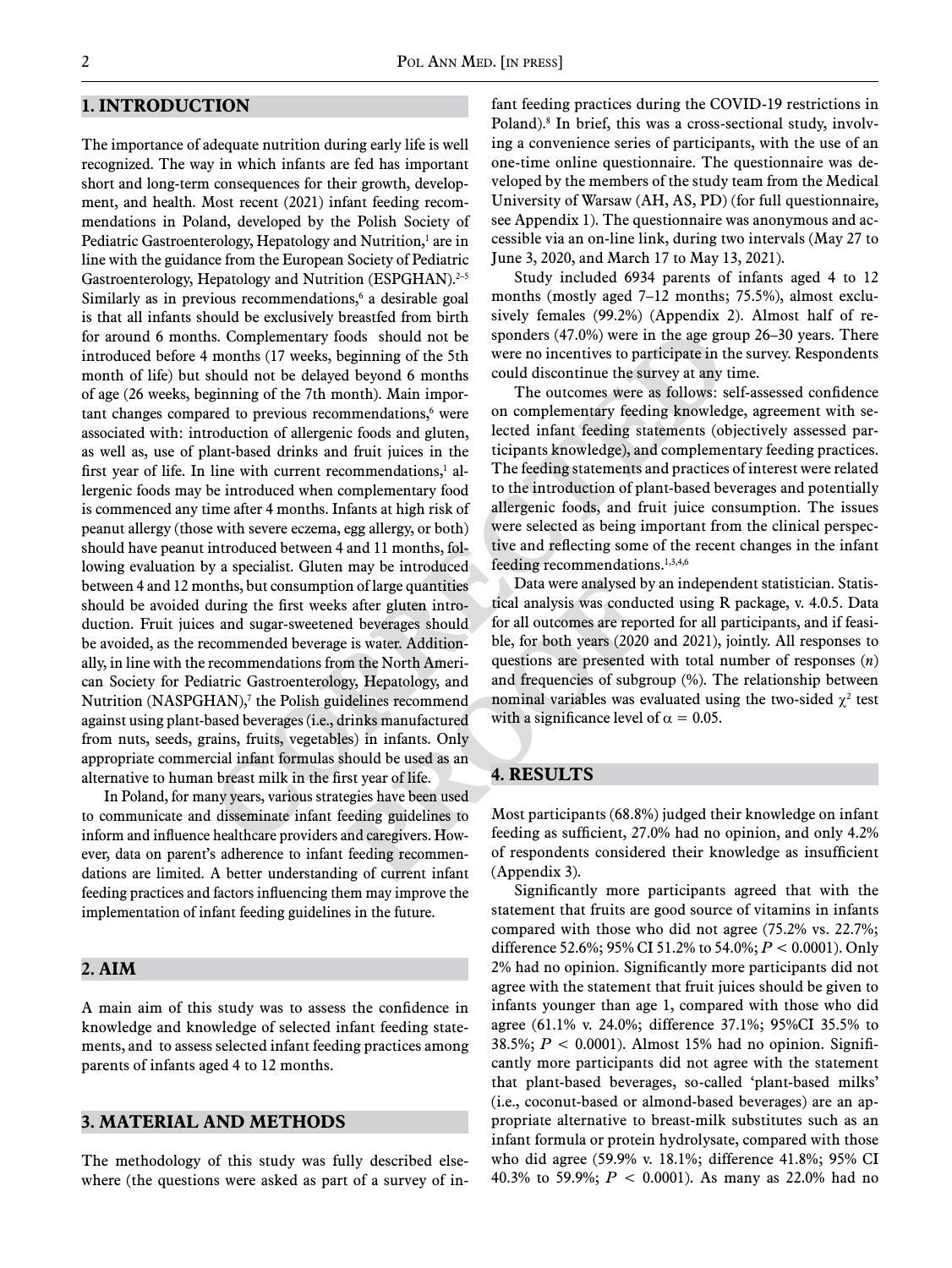## 1. INTRODUCTION

The importance of adequate nutrition during early life is well recognized. The way in which infants are fed has important short and long-term consequences for their growth, development, and health. Most recent (2021) infant feeding recommendations in Poland, developed by the Polish Society of Pediatric Gastroenterology, Hepatology and Nutrition,[1] are in line with the guidance from the European Society of Pediatric Gastroenterology, Hepatology and Nutrition (ESPGHAN).[2–5] Similarly as in previous recommendations,[6] a desirable goal is that all infants should be exclusively breastfed from birth for around 6 months. Complementary foods should not be introduced before 4 months (17 weeks, beginning of the 5th month of life) but should not be delayed beyond 6 months of age (26 weeks, beginning of the 7th month). Main important changes compared to previous recommendations,[6] were associated with: introduction of allergenic foods and gluten, as well as, use of plant-based drinks and fruit juices in the first year of life. In line with current recommendations,[1] allergenic foods may be introduced when complementary food is commenced any time after 4 months. Infants at high risk of peanut allergy (those with severe eczema, egg allergy, or both) should have peanut introduced between 4 and 11 months, following evaluation by a specialist. Gluten may be introduced between 4 and 12 months, but consumption of large quantities should be avoided during the first weeks after gluten introduction. Fruit juices and sugar-sweetened beverages should be avoided, as the recommended beverage is water. Additionally, in line with the recommendations from the North American Society for Pediatric Gastroenterology, Hepatology, and Nutrition (NASPGHAN),[7] the Polish guidelines recommend against using plant-based beverages (i.e., drinks manufactured from nuts, seeds, grains, fruits, vegetables) in infants. Only appropriate commercial infant formulas should be used as an alternative to human breast milk in the first year of life.

In Poland, for many years, various strategies have been used to communicate and disseminate infant feeding guidelines to inform and influence healthcare providers and caregivers. However, data on parent's adherence to infant feeding recommendations are limited. A better understanding of current infant feeding practices and factors influencing them may improve the implementation of infant feeding guidelines in the future.

## 2. AIM

A main aim of this study was to assess the confidence in knowledge and knowledge of selected infant feeding statements, and to assess selected infant feeding practices among parents of infants aged 4 to 12 months.

## 3. MATERIAL AND METHODS

The methodology of this study was fully described elsewhere (the questions were asked as part of a survey of infant feeding practices during the COVID-19 restrictions in Poland).[8] In brief, this was a cross-sectional study, involving a convenience series of participants, with the use of an one-time online questionnaire. The questionnaire was developed by the members of the study team from the Medical University of Warsaw (AH, AS, PD) (for full questionnaire, see Appendix 1). The questionnaire was anonymous and accessible via an on-line link, during two intervals (May 27 to June 3, 2020, and March 17 to May 13, 2021).

Study included 6934 parents of infants aged 4 to 12 months (mostly aged 7–12 months; 75.5%), almost exclusively females (99.2%) (Appendix 2). Almost half of responders (47.0%) were in the age group 26–30 years. There were no incentives to participate in the survey. Respondents could discontinue the survey at any time.

The outcomes were as follows: self-assessed confidence on complementary feeding knowledge, agreement with selected infant feeding statements (objectively assessed participants knowledge), and complementary feeding practices. The feeding statements and practices of interest were related to the introduction of plant-based beverages and potentially allergenic foods, and fruit juice consumption. The issues were selected as being important from the clinical perspective and reflecting some of the recent changes in the infant feeding recommendations.[1,3,4,6]

Data were analysed by an independent statistician. Statistical analysis was conducted using R package, v. 4.0.5. Data for all outcomes are reported for all participants, and if feasible, for both years (2020 and 2021), jointly. All responses to questions are presented with total number of responses (*n*) and frequencies of subgroup (%). The relationship between nominal variables was evaluated using the two-sided $\chi^2$ test with a significance level of $\alpha = 0.05$.

## 4. RESULTS

Most participants (68.8%) judged their knowledge on infant feeding as sufficient, 27.0% had no opinion, and only 4.2% of respondents considered their knowledge as insufficient (Appendix 3).

Significantly more participants agreed that with the statement that fruits are good source of vitamins in infants compared with those who did not agree (75.2% vs. 22.7%; difference 52.6%; 95% CI 51.2% to 54.0%; $P < 0.0001$). Only 2% had no opinion. Significantly more participants did not agree with the statement that fruit juices should be given to infants younger than age 1, compared with those who did agree (61.1% v. 24.0%; difference 37.1%; 95%CI 35.5% to 38.5%; $P < 0.0001$). Almost 15% had no opinion. Significantly more participants did not agree with the statement that plant-based beverages, so-called 'plant-based milks' (i.e., coconut-based or almond-based beverages) are an appropriate alternative to breast-milk substitutes such as an infant formula or protein hydrolysate, compared with those who did agree (59.9% v. 18.1%; difference 41.8%; 95% CI 40.3% to 59.9%; $P < 0.0001$). As many as 22.0% had no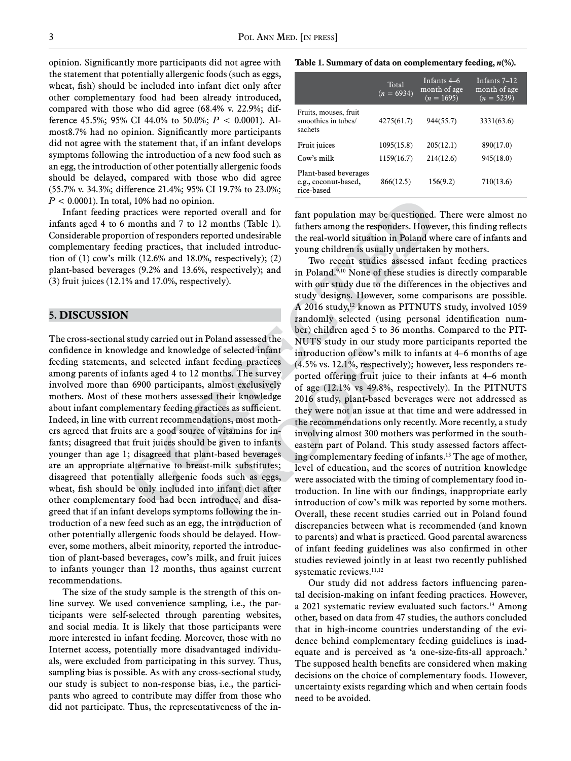opinion. Significantly more participants did not agree with the statement that potentially allergenic foods (such as eggs, wheat, fish) should be included into infant diet only after other complementary food had been already introduced, compared with those who did agree (68.4% v. 22.9%; difference 45.5%; 95% CI 44.0% to 50.0%; $P < 0.0001$). Almost8.7% had no opinion. Significantly more participants did not agree with the statement that, if an infant develops symptoms following the introduction of a new food such as an egg, the introduction of other potentially allergenic foods should be delayed, compared with those who did agree (55.7% v. 34.3%; difference 21.4%; 95% CI 19.7% to 23.0%; $P < 0.0001$). In total, 10% had no opinion.

Infant feeding practices were reported overall and for infants aged 4 to 6 months and 7 to 12 months (Table 1). Considerable proportion of responders reported undesirable complementary feeding practices, that included introduction of (1) cow's milk (12.6% and 18.0%, respectively); (2) plant-based beverages (9.2% and 13.6%, respectively); and (3) fruit juices (12.1% and 17.0%, respectively).

**Table 1. Summary of data on complementary feeding, *n*(%).**

| | Total ($n$ = 6934) | Infants 4–6 month of age ($n$ = 1695) | Infants 7–12 month of age ($n$ = 5239) |
|---|---|---|---|
| Fruits, mouses, fruit smoothies in tubes/ sachets | 4275(61.7) | 944(55.7) | 3331(63.6) |
| Fruit juices | 1095(15.8) | 205(12.1) | 890(17.0) |
| Cow's milk | 1159(16.7) | 214(12.6) | 945(18.0) |
| Plant-based beverages e.g., coconut-based, rice-based | 866(12.5) | 156(9.2) | 710(13.6) |

## 5. DISCUSSION

The cross-sectional study carried out in Poland assessed the confidence in knowledge and knowledge of selected infant feeding statements, and selected infant feeding practices among parents of infants aged 4 to 12 months. The survey involved more than 6900 participants, almost exclusively mothers. Most of these mothers assessed their knowledge about infant complementary feeding practices as sufficient. Indeed, in line with current recommendations, most mothers agreed that fruits are a good source of vitamins for infants; disagreed that fruit juices should be given to infants younger than age 1; disagreed that plant-based beverages are an appropriate alternative to breast-milk substitutes; disagreed that potentially allergenic foods such as eggs, wheat, fish should be only included into infant diet after other complementary food had been introduce, and disagreed that if an infant develops symptoms following the introduction of a new feed such as an egg, the introduction of other potentially allergenic foods should be delayed. However, some mothers, albeit minority, reported the introduction of plant-based beverages, cow's milk, and fruit juices to infants younger than 12 months, thus against current recommendations.

The size of the study sample is the strength of this online survey. We used convenience sampling, i.e., the participants were self-selected through parenting websites, and social media. It is likely that those participants were more interested in infant feeding. Moreover, those with no Internet access, potentially more disadvantaged individuals, were excluded from participating in this survey. Thus, sampling bias is possible. As with any cross-sectional study, our study is subject to non-response bias, i.e., the participants who agreed to contribute may differ from those who did not participate. Thus, the representativeness of the infant population may be questioned. There were almost no fathers among the responders. However, this finding reflects the real-world situation in Poland where care of infants and young children is usually undertaken by mothers.

Two recent studies assessed infant feeding practices in Poland.[9,10] None of these studies is directly comparable with our study due to the differences in the objectives and study designs. However, some comparisons are possible. A 2016 study,[12] known as PITNUTS study, involved 1059 randomly selected (using personal identification number) children aged 5 to 36 months. Compared to the PITNUTS study in our study more participants reported the introduction of cow's milk to infants at 4–6 months of age (4.5% vs. 12.1%, respectively); however, less responders reported offering fruit juice to their infants at 4–6 month of age (12.1% vs 49.8%, respectively). In the PITNUTS 2016 study, plant-based beverages were not addressed as they were not an issue at that time and were addressed in the recommendations only recently. More recently, a study involving almost 300 mothers was performed in the southeastern part of Poland. This study assessed factors affecting complementary feeding of infants.[13] The age of mother, level of education, and the scores of nutrition knowledge were associated with the timing of complementary food introduction. In line with our findings, inappropriate early introduction of cow's milk was reported by some mothers. Overall, these recent studies carried out in Poland found discrepancies between what is recommended (and known to parents) and what is practiced. Good parental awareness of infant feeding guidelines was also confirmed in other studies reviewed jointly in at least two recently published systematic reviews.[11,12]

Our study did not address factors influencing parental decision-making on infant feeding practices. However, a 2021 systematic review evaluated such factors.[13] Among other, based on data from 47 studies, the authors concluded that in high-income countries understanding of the evidence behind complementary feeding guidelines is inadequate and is perceived as 'a one-size-fits-all approach.' The supposed health benefits are considered when making decisions on the choice of complementary foods. However, uncertainty exists regarding which and when certain foods need to be avoided.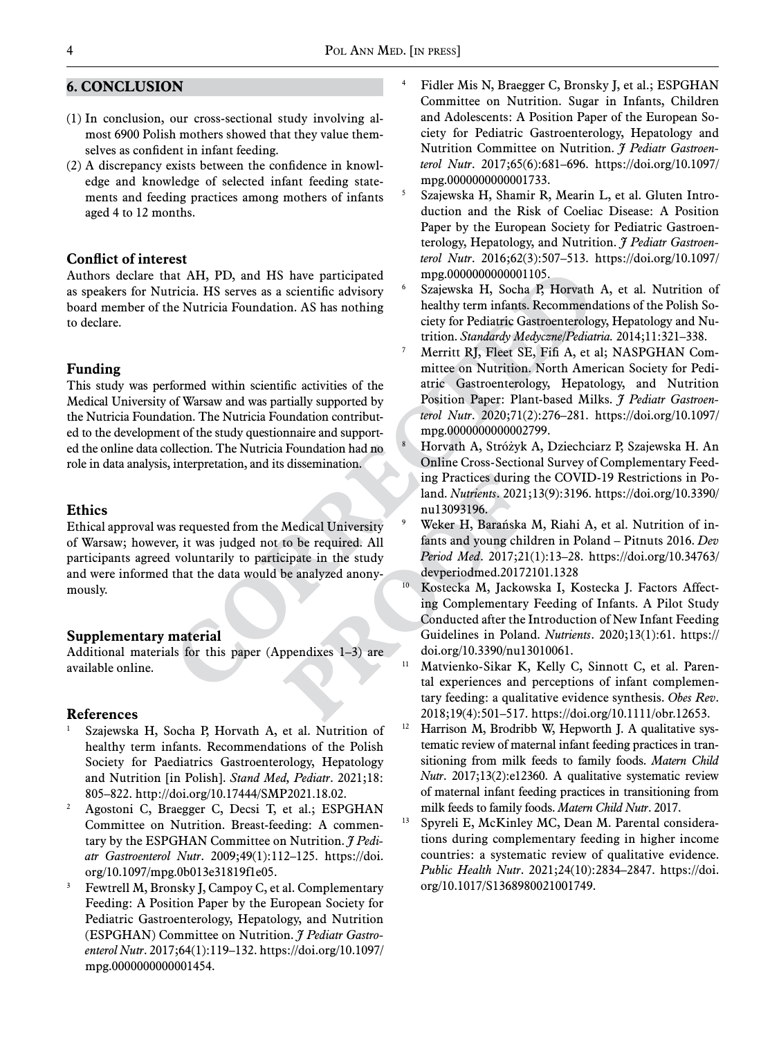## 6. CONCLUSION

(1) In conclusion, our cross-sectional study involving almost 6900 Polish mothers showed that they value themselves as confident in infant feeding.
(2) A discrepancy exists between the confidence in knowledge and knowledge of selected infant feeding statements and feeding practices among mothers of infants aged 4 to 12 months.

### Conflict of interest

Authors declare that AH, PD, and HS have participated as speakers for Nutricia. HS serves as a scientific advisory board member of the Nutricia Foundation. AS has nothing to declare.

### Funding

This study was performed within scientific activities of the Medical University of Warsaw and was partially supported by the Nutricia Foundation. The Nutricia Foundation contributed to the development of the study questionnaire and supported the online data collection. The Nutricia Foundation had no role in data analysis, interpretation, and its dissemination.

### Ethics

Ethical approval was requested from the Medical University of Warsaw; however, it was judged not to be required. All participants agreed voluntarily to participate in the study and were informed that the data would be analyzed anonymously.

### Supplementary material

Additional materials for this paper (Appendixes 1–3) are available online.

### References

1. Szajewska H, Socha P, Horvath A, et al. Nutrition of healthy term infants. Recommendations of the Polish Society for Paediatrics Gastroenterology, Hepatology and Nutrition [in Polish]. *Stand Med, Pediatr*. 2021;18: 805–822. http://doi.org/10.17444/SMP2021.18.02.
2. Agostoni C, Braegger C, Decsi T, et al.; ESPGHAN Committee on Nutrition. Breast-feeding: A commentary by the ESPGHAN Committee on Nutrition. *J Pediatr Gastroenterol Nutr*. 2009;49(1):112–125. https://doi.org/10.1097/mpg.0b013e31819f1e05.
3. Fewtrell M, Bronsky J, Campoy C, et al. Complementary Feeding: A Position Paper by the European Society for Pediatric Gastroenterology, Hepatology, and Nutrition (ESPGHAN) Committee on Nutrition. *J Pediatr Gastroenterol Nutr*. 2017;64(1):119–132. https://doi.org/10.1097/mpg.0000000000001454.
4. Fidler Mis N, Braegger C, Bronsky J, et al.; ESPGHAN Committee on Nutrition. Sugar in Infants, Children and Adolescents: A Position Paper of the European Society for Pediatric Gastroenterology, Hepatology and Nutrition Committee on Nutrition. *J Pediatr Gastroenterol Nutr*. 2017;65(6):681–696. https://doi.org/10.1097/mpg.0000000000001733.
5. Szajewska H, Shamir R, Mearin L, et al. Gluten Introduction and the Risk of Coeliac Disease: A Position Paper by the European Society for Pediatric Gastroenterology, Hepatology, and Nutrition. *J Pediatr Gastroenterol Nutr*. 2016;62(3):507–513. https://doi.org/10.1097/mpg.0000000000001105.
6. Szajewska H, Socha P, Horvath A, et al. Nutrition of healthy term infants. Recommendations of the Polish Society for Pediatric Gastroenterology, Hepatology and Nutrition. *Standardy Medyczne/Pediatria.* 2014;11:321–338.
7. Merritt RJ, Fleet SE, Fifi A, et al; NASPGHAN Committee on Nutrition. North American Society for Pediatric Gastroenterology, Hepatology, and Nutrition Position Paper: Plant-based Milks. *J Pediatr Gastroenterol Nutr*. 2020;71(2):276–281. https://doi.org/10.1097/mpg.0000000000002799.
8. Horvath A, Stróżyk A, Dziechciarz P, Szajewska H. An Online Cross-Sectional Survey of Complementary Feeding Practices during the COVID-19 Restrictions in Poland. *Nutrients*. 2021;13(9):3196. https://doi.org/10.3390/nu13093196.
9. Weker H, Barańska M, Riahi A, et al. Nutrition of infants and young children in Poland – Pitnuts 2016. *Dev Period Med*. 2017;21(1):13–28. https://doi.org/10.34763/devperiodmed.20172101.1328
10. Kostecka M, Jackowska I, Kostecka J. Factors Affecting Complementary Feeding of Infants. A Pilot Study Conducted after the Introduction of New Infant Feeding Guidelines in Poland. *Nutrients*. 2020;13(1):61. https://doi.org/10.3390/nu13010061.
11. Matvienko-Sikar K, Kelly C, Sinnott C, et al. Parental experiences and perceptions of infant complementary feeding: a qualitative evidence synthesis. *Obes Rev*. 2018;19(4):501–517. https://doi.org/10.1111/obr.12653.
12. Harrison M, Brodribb W, Hepworth J. A qualitative systematic review of maternal infant feeding practices in transitioning from milk feeds to family foods. *Matern Child Nutr*. 2017;13(2):e12360. A qualitative systematic review of maternal infant feeding practices in transitioning from milk feeds to family foods. *Matern Child Nutr*. 2017.
13. Spyreli E, McKinley MC, Dean M. Parental considerations during complementary feeding in higher income countries: a systematic review of qualitative evidence. *Public Health Nutr*. 2021;24(10):2834–2847. https://doi.org/10.1017/S1368980021001749.